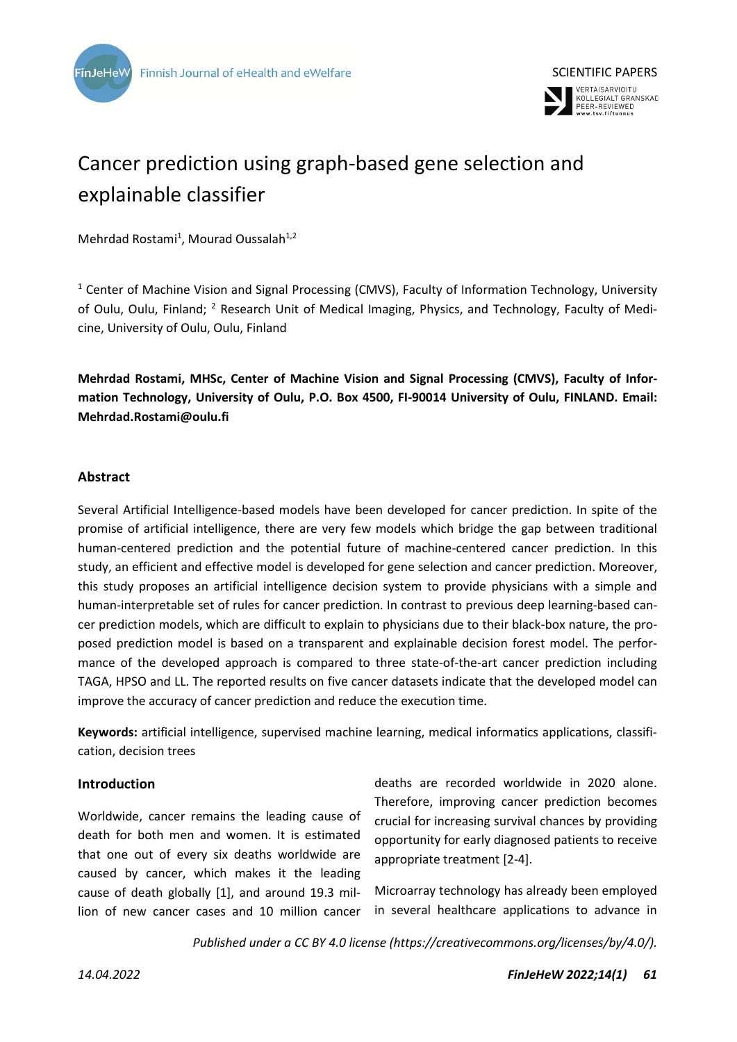SCIENTIFIC PAPERS

# Cancer prediction using graph-based gene selection and explainable classifier

Mehrdad Rostami[1], Mourad Oussalah[1,2]

[1] Center of Machine Vision and Signal Processing (CMVS), Faculty of Information Technology, University of Oulu, Oulu, Finland; [2] Research Unit of Medical Imaging, Physics, and Technology, Faculty of Medicine, University of Oulu, Oulu, Finland

**Mehrdad Rostami, MHSc, Center of Machine Vision and Signal Processing (CMVS), Faculty of Information Technology, University of Oulu, P.O. Box 4500, FI-90014 University of Oulu, FINLAND. Email: Mehrdad.Rostami@oulu.fi**

## Abstract

Several Artificial Intelligence-based models have been developed for cancer prediction. In spite of the promise of artificial intelligence, there are very few models which bridge the gap between traditional human-centered prediction and the potential future of machine-centered cancer prediction. In this study, an efficient and effective model is developed for gene selection and cancer prediction. Moreover, this study proposes an artificial intelligence decision system to provide physicians with a simple and human-interpretable set of rules for cancer prediction. In contrast to previous deep learning-based cancer prediction models, which are difficult to explain to physicians due to their black-box nature, the proposed prediction model is based on a transparent and explainable decision forest model. The performance of the developed approach is compared to three state-of-the-art cancer prediction including TAGA, HPSO and LL. The reported results on five cancer datasets indicate that the developed model can improve the accuracy of cancer prediction and reduce the execution time.

**Keywords:** artificial intelligence, supervised machine learning, medical informatics applications, classification, decision trees

## Introduction

Worldwide, cancer remains the leading cause of death for both men and women. It is estimated that one out of every six deaths worldwide are caused by cancer, which makes it the leading cause of death globally [1], and around 19.3 million of new cancer cases and 10 million cancer deaths are recorded worldwide in 2020 alone. Therefore, improving cancer prediction becomes crucial for increasing survival chances by providing opportunity for early diagnosed patients to receive appropriate treatment [2-4].

Microarray technology has already been employed in several healthcare applications to advance in

*Published under a CC BY 4.0 license (https://creativecommons.org/licenses/by/4.0/).*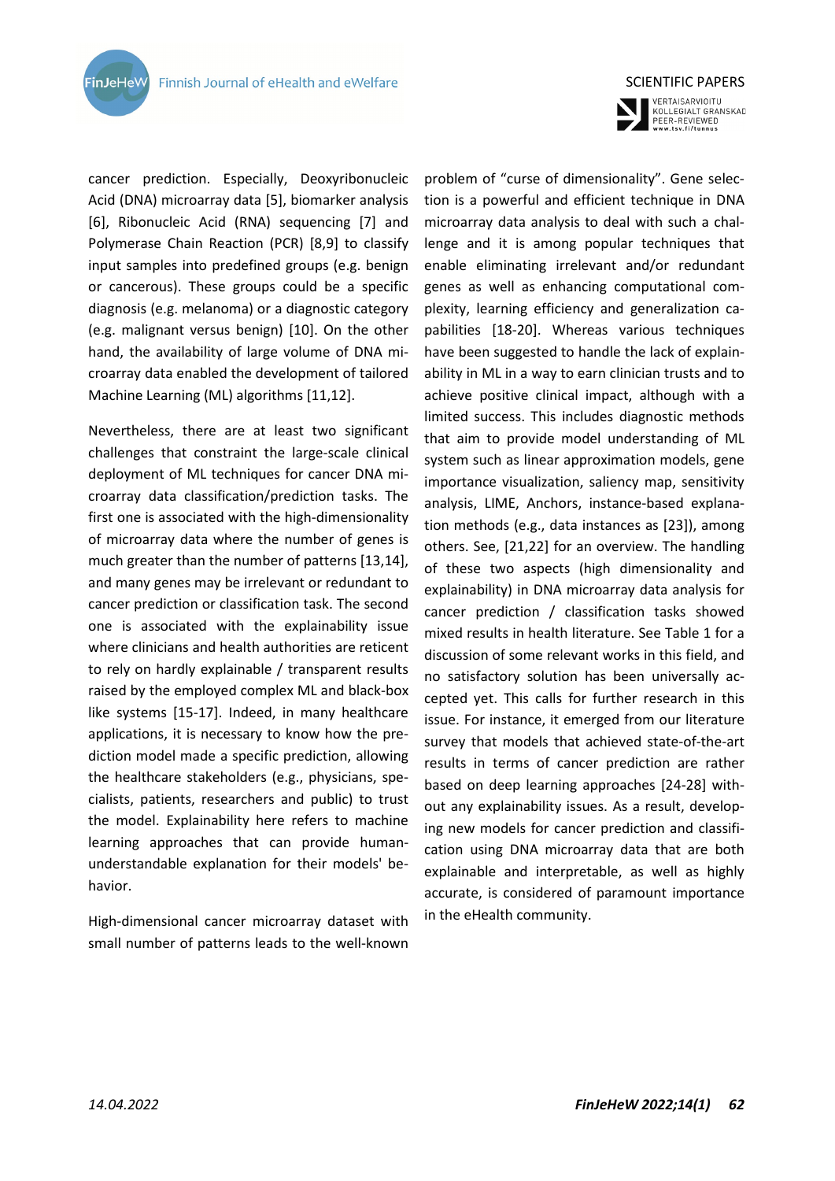cancer prediction. Especially, Deoxyribonucleic Acid (DNA) microarray data [5], biomarker analysis [6], Ribonucleic Acid (RNA) sequencing [7] and Polymerase Chain Reaction (PCR) [8,9] to classify input samples into predefined groups (e.g. benign or cancerous). These groups could be a specific diagnosis (e.g. melanoma) or a diagnostic category (e.g. malignant versus benign) [10]. On the other hand, the availability of large volume of DNA microarray data enabled the development of tailored Machine Learning (ML) algorithms [11,12].

Nevertheless, there are at least two significant challenges that constraint the large-scale clinical deployment of ML techniques for cancer DNA microarray data classification/prediction tasks. The first one is associated with the high-dimensionality of microarray data where the number of genes is much greater than the number of patterns [13,14], and many genes may be irrelevant or redundant to cancer prediction or classification task. The second one is associated with the explainability issue where clinicians and health authorities are reticent to rely on hardly explainable / transparent results raised by the employed complex ML and black-box like systems [15-17]. Indeed, in many healthcare applications, it is necessary to know how the prediction model made a specific prediction, allowing the healthcare stakeholders (e.g., physicians, specialists, patients, researchers and public) to trust the model. Explainability here refers to machine learning approaches that can provide human-understandable explanation for their models' behavior.

High-dimensional cancer microarray dataset with small number of patterns leads to the well-known problem of "curse of dimensionality". Gene selection is a powerful and efficient technique in DNA microarray data analysis to deal with such a challenge and it is among popular techniques that enable eliminating irrelevant and/or redundant genes as well as enhancing computational complexity, learning efficiency and generalization capabilities [18-20]. Whereas various techniques have been suggested to handle the lack of explainability in ML in a way to earn clinician trusts and to achieve positive clinical impact, although with a limited success. This includes diagnostic methods that aim to provide model understanding of ML system such as linear approximation models, gene importance visualization, saliency map, sensitivity analysis, LIME, Anchors, instance-based explanation methods (e.g., data instances as [23]), among others. See, [21,22] for an overview. The handling of these two aspects (high dimensionality and explainability) in DNA microarray data analysis for cancer prediction / classification tasks showed mixed results in health literature. See Table 1 for a discussion of some relevant works in this field, and no satisfactory solution has been universally accepted yet. This calls for further research in this issue. For instance, it emerged from our literature survey that models that achieved state-of-the-art results in terms of cancer prediction are rather based on deep learning approaches [24-28] without any explainability issues. As a result, developing new models for cancer prediction and classification using DNA microarray data that are both explainable and interpretable, as well as highly accurate, is considered of paramount importance in the eHealth community.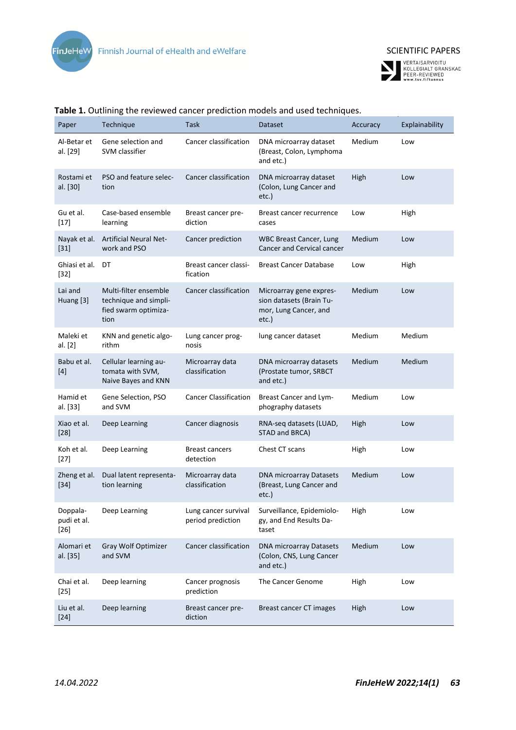**Table 1.** Outlining the reviewed cancer prediction models and used techniques.

| Paper | Technique | Task | Dataset | Accuracy | Explainability |
|---|---|---|---|---|---|
| Al-Betar et al. [29] | Gene selection and SVM classifier | Cancer classification | DNA microarray dataset (Breast, Colon, Lymphoma and etc.) | Medium | Low |
| Rostami et al. [30] | PSO and feature selection | Cancer classification | DNA microarray dataset (Colon, Lung Cancer and etc.) | High | Low |
| Gu et al. [17] | Case-based ensemble learning | Breast cancer prediction | Breast cancer recurrence cases | Low | High |
| Nayak et al. [31] | Artificial Neural Network and PSO | Cancer prediction | WBC Breast Cancer, Lung Cancer and Cervical cancer | Medium | Low |
| Ghiasi et al. [32] | DT | Breast cancer classification | Breast Cancer Database | Low | High |
| Lai and Huang [3] | Multi-filter ensemble technique and simplified swarm optimization | Cancer classification | Microarray gene expression datasets (Brain Tumor, Lung Cancer, and etc.) | Medium | Low |
| Maleki et al. [2] | KNN and genetic algorithm | Lung cancer prognosis | lung cancer dataset | Medium | Medium |
| Babu et al. [4] | Cellular learning automata with SVM, Naive Bayes and KNN | Microarray data classification | DNA microarray datasets (Prostate tumor, SRBCT and etc.) | Medium | Medium |
| Hamid et al. [33] | Gene Selection, PSO and SVM | Cancer Classification | Breast Cancer and Lymphography datasets | Medium | Low |
| Xiao et al. [28] | Deep Learning | Cancer diagnosis | RNA-seq datasets (LUAD, STAD and BRCA) | High | Low |
| Koh et al. [27] | Deep Learning | Breast cancers detection | Chest CT scans | High | Low |
| Zheng et al. [34] | Dual latent representation learning | Microarray data classification | DNA microarray Datasets (Breast, Lung Cancer and etc.) | Medium | Low |
| Doppalapudi et al. [26] | Deep Learning | Lung cancer survival period prediction | Surveillance, Epidemiology, and End Results Dataset | High | Low |
| Alomari et al. [35] | Gray Wolf Optimizer and SVM | Cancer classification | DNA microarray Datasets (Colon, CNS, Lung Cancer and etc.) | Medium | Low |
| Chai et al. [25] | Deep learning | Cancer prognosis prediction | The Cancer Genome | High | Low |
| Liu et al. [24] | Deep learning | Breast cancer prediction | Breast cancer CT images | High | Low |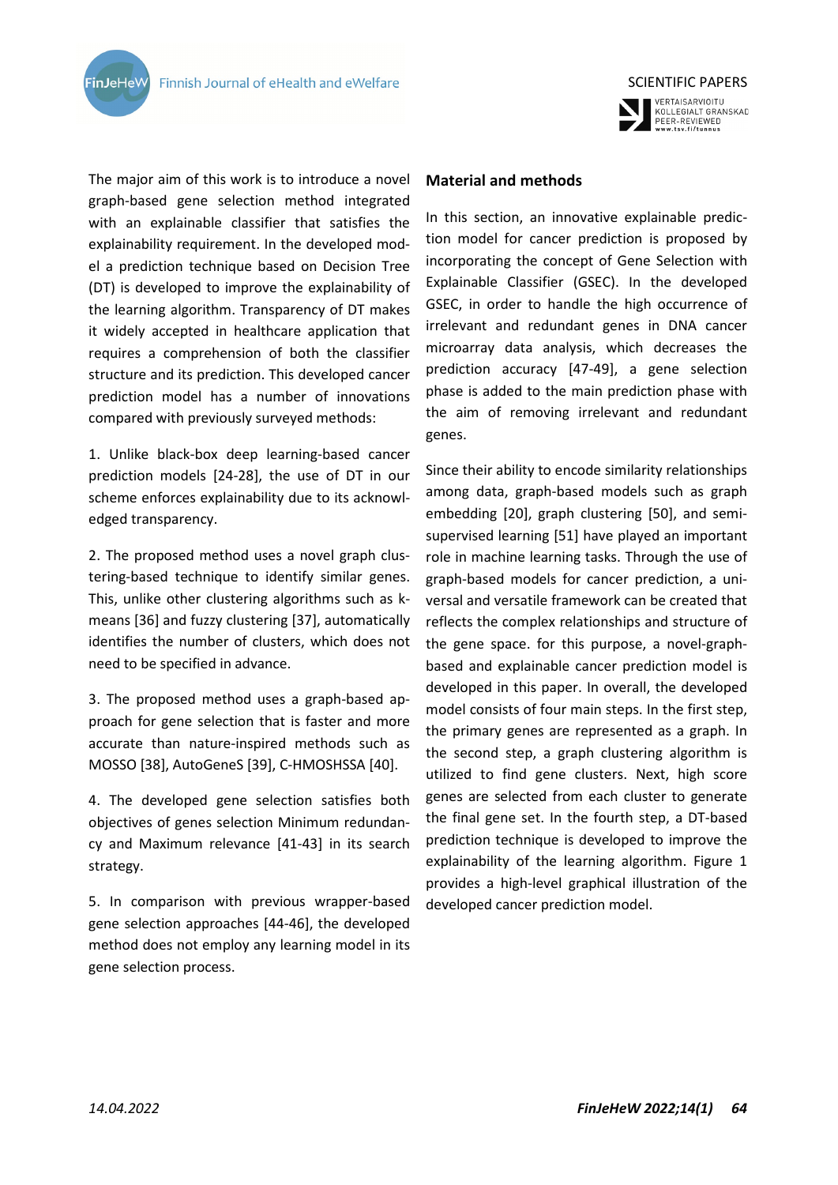The major aim of this work is to introduce a novel graph-based gene selection method integrated with an explainable classifier that satisfies the explainability requirement. In the developed model a prediction technique based on Decision Tree (DT) is developed to improve the explainability of the learning algorithm. Transparency of DT makes it widely accepted in healthcare application that requires a comprehension of both the classifier structure and its prediction. This developed cancer prediction model has a number of innovations compared with previously surveyed methods:

1. Unlike black-box deep learning-based cancer prediction models [24-28], the use of DT in our scheme enforces explainability due to its acknowledged transparency.

2. The proposed method uses a novel graph clustering-based technique to identify similar genes. This, unlike other clustering algorithms such as k-means [36] and fuzzy clustering [37], automatically identifies the number of clusters, which does not need to be specified in advance.

3. The proposed method uses a graph-based approach for gene selection that is faster and more accurate than nature-inspired methods such as MOSSO [38], AutoGeneS [39], C-HMOSHSSA [40].

4. The developed gene selection satisfies both objectives of genes selection Minimum redundancy and Maximum relevance [41-43] in its search strategy.

5. In comparison with previous wrapper-based gene selection approaches [44-46], the developed method does not employ any learning model in its gene selection process.

## Material and methods

In this section, an innovative explainable prediction model for cancer prediction is proposed by incorporating the concept of Gene Selection with Explainable Classifier (GSEC). In the developed GSEC, in order to handle the high occurrence of irrelevant and redundant genes in DNA cancer microarray data analysis, which decreases the prediction accuracy [47-49], a gene selection phase is added to the main prediction phase with the aim of removing irrelevant and redundant genes.

Since their ability to encode similarity relationships among data, graph-based models such as graph embedding [20], graph clustering [50], and semi-supervised learning [51] have played an important role in machine learning tasks. Through the use of graph-based models for cancer prediction, a universal and versatile framework can be created that reflects the complex relationships and structure of the gene space. for this purpose, a novel-graph-based and explainable cancer prediction model is developed in this paper. In overall, the developed model consists of four main steps. In the first step, the primary genes are represented as a graph. In the second step, a graph clustering algorithm is utilized to find gene clusters. Next, high score genes are selected from each cluster to generate the final gene set. In the fourth step, a DT-based prediction technique is developed to improve the explainability of the learning algorithm. Figure 1 provides a high-level graphical illustration of the developed cancer prediction model.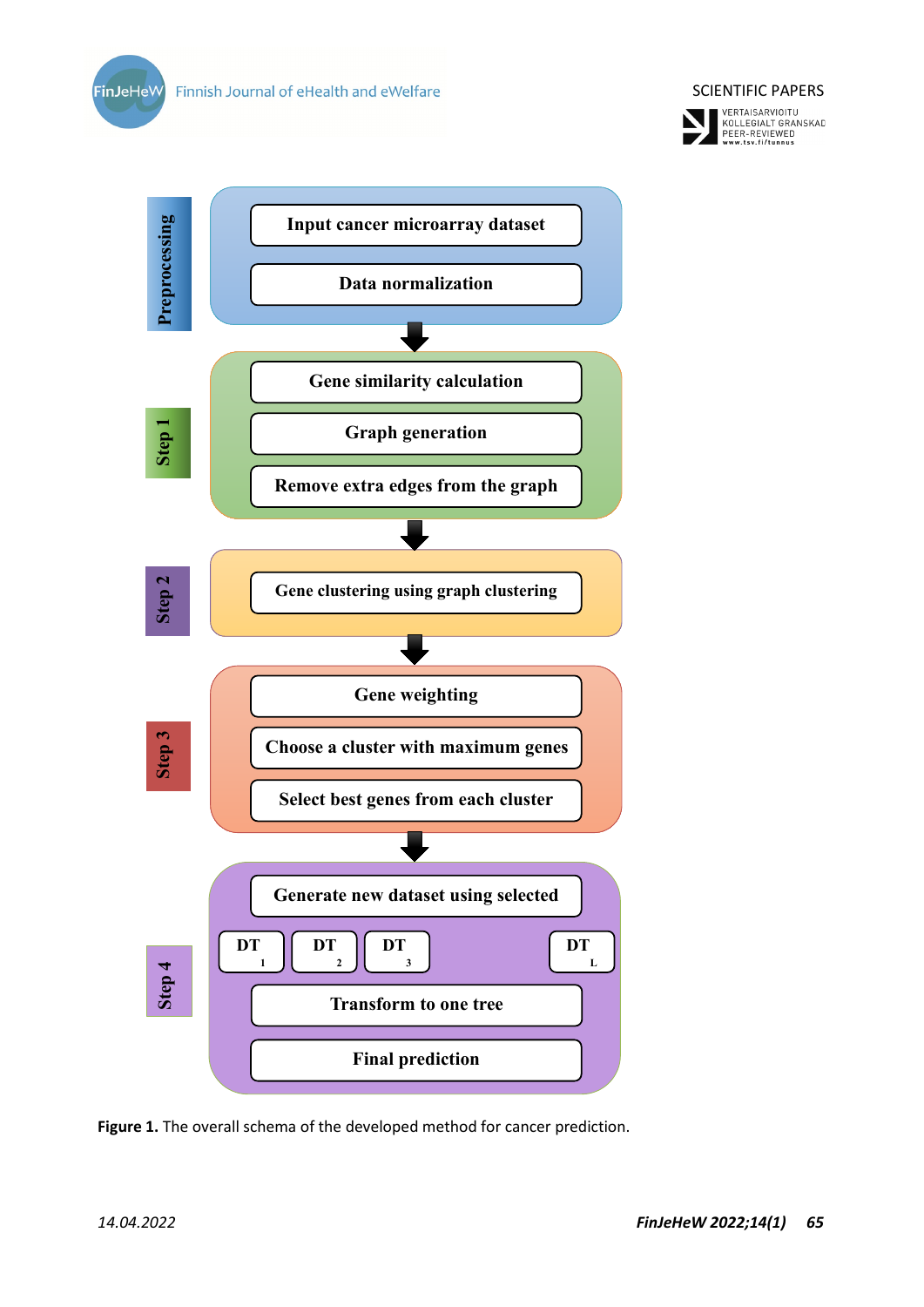**Preprocessing**

- Input cancer microarray dataset
- Data normalization

**Step 1**

- Gene similarity calculation
- Graph generation
- Remove extra edges from the graph

**Step 2**

- Gene clustering using graph clustering

**Step 3**

- Gene weighting
- Choose a cluster with maximum genes
- Select best genes from each cluster

**Step 4**

- Generate new dataset using selected
- $DT_1$ $DT_2$ $DT_3$ … $DT_L$
- Transform to one tree
- Final prediction

**Figure 1.** The overall schema of the developed method for cancer prediction.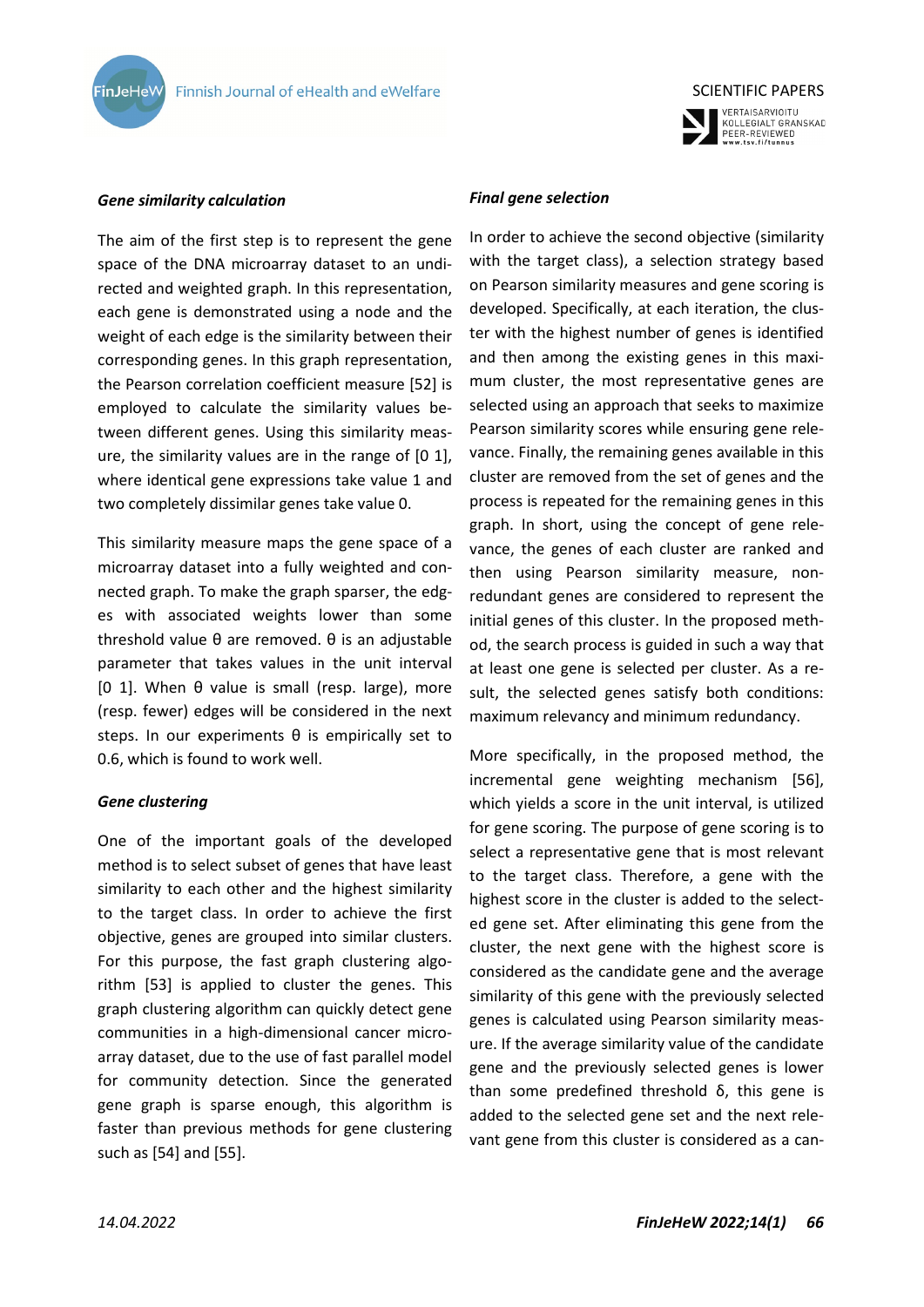### *Gene similarity calculation*

The aim of the first step is to represent the gene space of the DNA microarray dataset to an undirected and weighted graph. In this representation, each gene is demonstrated using a node and the weight of each edge is the similarity between their corresponding genes. In this graph representation, the Pearson correlation coefficient measure [52] is employed to calculate the similarity values between different genes. Using this similarity measure, the similarity values are in the range of [0 1], where identical gene expressions take value 1 and two completely dissimilar genes take value 0.

This similarity measure maps the gene space of a microarray dataset into a fully weighted and connected graph. To make the graph sparser, the edges with associated weights lower than some threshold value $\theta$ are removed. $\theta$ is an adjustable parameter that takes values in the unit interval [0 1]. When $\theta$ value is small (resp. large), more (resp. fewer) edges will be considered in the next steps. In our experiments $\theta$ is empirically set to 0.6, which is found to work well.

### *Gene clustering*

One of the important goals of the developed method is to select subset of genes that have least similarity to each other and the highest similarity to the target class. In order to achieve the first objective, genes are grouped into similar clusters. For this purpose, the fast graph clustering algorithm [53] is applied to cluster the genes. This graph clustering algorithm can quickly detect gene communities in a high-dimensional cancer microarray dataset, due to the use of fast parallel model for community detection. Since the generated gene graph is sparse enough, this algorithm is faster than previous methods for gene clustering such as [54] and [55].

### *Final gene selection*

In order to achieve the second objective (similarity with the target class), a selection strategy based on Pearson similarity measures and gene scoring is developed. Specifically, at each iteration, the cluster with the highest number of genes is identified and then among the existing genes in this maximum cluster, the most representative genes are selected using an approach that seeks to maximize Pearson similarity scores while ensuring gene relevance. Finally, the remaining genes available in this cluster are removed from the set of genes and the process is repeated for the remaining genes in this graph. In short, using the concept of gene relevance, the genes of each cluster are ranked and then using Pearson similarity measure, non-redundant genes are considered to represent the initial genes of this cluster. In the proposed method, the search process is guided in such a way that at least one gene is selected per cluster. As a result, the selected genes satisfy both conditions: maximum relevancy and minimum redundancy.

More specifically, in the proposed method, the incremental gene weighting mechanism [56], which yields a score in the unit interval, is utilized for gene scoring. The purpose of gene scoring is to select a representative gene that is most relevant to the target class. Therefore, a gene with the highest score in the cluster is added to the selected gene set. After eliminating this gene from the cluster, the next gene with the highest score is considered as the candidate gene and the average similarity of this gene with the previously selected genes is calculated using Pearson similarity measure. If the average similarity value of the candidate gene and the previously selected genes is lower than some predefined threshold $\delta$, this gene is added to the selected gene set and the next relevant gene from this cluster is considered as a can-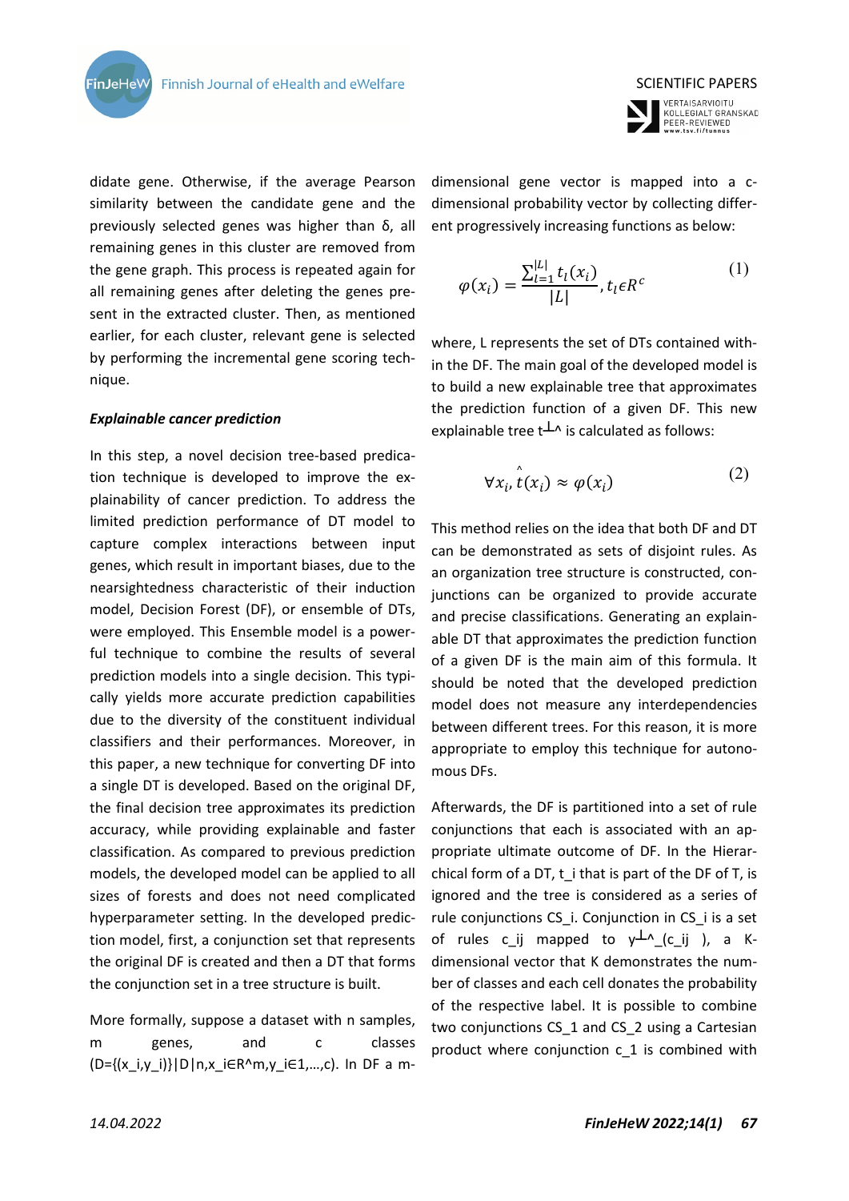didate gene. Otherwise, if the average Pearson similarity between the candidate gene and the previously selected genes was higher than δ, all remaining genes in this cluster are removed from the gene graph. This process is repeated again for all remaining genes after deleting the genes present in the extracted cluster. Then, as mentioned earlier, for each cluster, relevant gene is selected by performing the incremental gene scoring technique.

***Explainable cancer prediction***

In this step, a novel decision tree-based predication technique is developed to improve the explainability of cancer prediction. To address the limited prediction performance of DT model to capture complex interactions between input genes, which result in important biases, due to the nearsightedness characteristic of their induction model, Decision Forest (DF), or ensemble of DTs, were employed. This Ensemble model is a powerful technique to combine the results of several prediction models into a single decision. This typically yields more accurate prediction capabilities due to the diversity of the constituent individual classifiers and their performances. Moreover, in this paper, a new technique for converting DF into a single DT is developed. Based on the original DF, the final decision tree approximates its prediction accuracy, while providing explainable and faster classification. As compared to previous prediction models, the developed model can be applied to all sizes of forests and does not need complicated hyperparameter setting. In the developed prediction model, first, a conjunction set that represents the original DF is created and then a DT that forms the conjunction set in a tree structure is built.

More formally, suppose a dataset with n samples, m genes, and c classes $(D=\{(x_i,y_i)\}|D|n, x_i \in R^m, y_i \in 1,\dots,c)$. In DF a m-dimensional gene vector is mapped into a c-dimensional probability vector by collecting different progressively increasing functions as below:

$$\varphi(x_i) = \frac{\sum_{l=1}^{|L|} t_l(x_i)}{|L|}, t_l \epsilon R^c \qquad (1)$$

where, L represents the set of DTs contained within the DF. The main goal of the developed model is to build a new explainable tree that approximates the prediction function of a given DF. This new explainable tree $t^{\wedge}$ is calculated as follows:

$$\forall x_i, \hat{t}(x_i) \approx \varphi(x_i) \qquad (2)$$

This method relies on the idea that both DF and DT can be demonstrated as sets of disjoint rules. As an organization tree structure is constructed, conjunctions can be organized to provide accurate and precise classifications. Generating an explainable DT that approximates the prediction function of a given DF is the main aim of this formula. It should be noted that the developed prediction model does not measure any interdependencies between different trees. For this reason, it is more appropriate to employ this technique for autonomous DFs.

Afterwards, the DF is partitioned into a set of rule conjunctions that each is associated with an appropriate ultimate outcome of DF. In the Hierarchical form of a DT, $t_i$ that is part of the DF of T, is ignored and the tree is considered as a series of rule conjunctions $CS_i$. Conjunction in $CS_i$ is a set of rules $c_{ij}$ mapped to $y^{\wedge}(c_{ij})$, a K-dimensional vector that K demonstrates the number of classes and each cell donates the probability of the respective label. It is possible to combine two conjunctions $CS_1$ and $CS_2$ using a Cartesian product where conjunction $c_1$ is combined with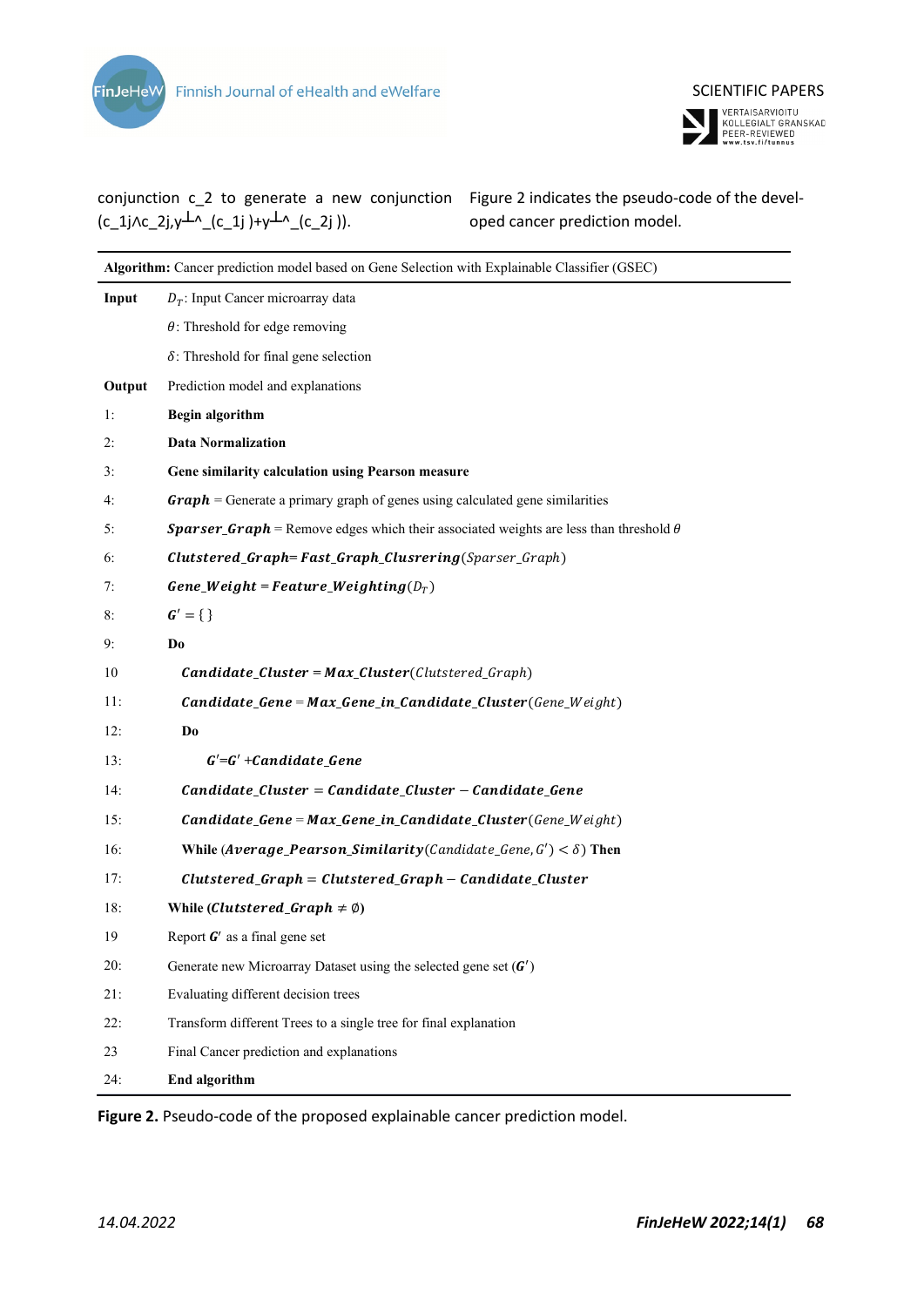conjunction c_2 to generate a new conjunction (c_1j∧c_2j,y┴^_(c_1j )+y┴^_(c_2j )).

Figure 2 indicates the pseudo-code of the developed cancer prediction model.

| | **Algorithm:** Cancer prediction model based on Gene Selection with Explainable Classifier (GSEC) |
|---|---|
| **Input** | $D_T$: Input Cancer microarray data |
| | $\theta$: Threshold for edge removing |
| | $\delta$: Threshold for final gene selection |
| **Output** | Prediction model and explanations |
| 1: | **Begin algorithm** |
| 2: | **Data Normalization** |
| 3: | **Gene similarity calculation using Pearson measure** |
| 4: | $\boldsymbol{Graph}$ = Generate a primary graph of genes using calculated gene similarities |
| 5: | $\boldsymbol{Sparser\_Graph}$ = Remove edges which their associated weights are less than threshold $\theta$ |
| 6: | $\boldsymbol{Clutstered\_Graph}$= $\boldsymbol{Fast\_Graph\_Clusrering}(Sparser\_Graph)$ |
| 7: | $\boldsymbol{Gene\_Weight} = \boldsymbol{Feature\_Weighting}(D_T)$ |
| 8: | $\boldsymbol{G'} = \{\ \}$ |
| 9: | **Do** |
| 10 | $\boldsymbol{Candidate\_Cluster} = \boldsymbol{Max\_Cluster}(Clutstered\_Graph)$ |
| 11: | $\boldsymbol{Candidate\_Gene} = \boldsymbol{Max\_Gene\_in\_Candidate\_Cluster}(Gene\_Weight)$ |
| 12: | **Do** |
| 13: | $\boldsymbol{G'}$=$\boldsymbol{G'}$ +$\boldsymbol{Candidate\_Gene}$ |
| 14: | $\boldsymbol{Candidate\_Cluster} = \boldsymbol{Candidate\_Cluster} - \boldsymbol{Candidate\_Gene}$ |
| 15: | $\boldsymbol{Candidate\_Gene} = \boldsymbol{Max\_Gene\_in\_Candidate\_Cluster}(Gene\_Weight)$ |
| 16: | **While** ($\boldsymbol{Average\_Pearson\_Similarity}(Candidate\_Gene, G') < \delta$) **Then** |
| 17: | $\boldsymbol{Clutstered\_Graph} = \boldsymbol{Clutstered\_Graph} - \boldsymbol{Candidate\_Cluster}$ |
| 18: | **While (**$\boldsymbol{Clutstered\_Graph} \neq \emptyset$**)** |
| 19 | Report $\boldsymbol{G'}$ as a final gene set |
| 20: | Generate new Microarray Dataset using the selected gene set ($\boldsymbol{G'}$) |
| 21: | Evaluating different decision trees |
| 22: | Transform different Trees to a single tree for final explanation |
| 23 | Final Cancer prediction and explanations |
| 24: | **End algorithm** |

**Figure 2.** Pseudo-code of the proposed explainable cancer prediction model.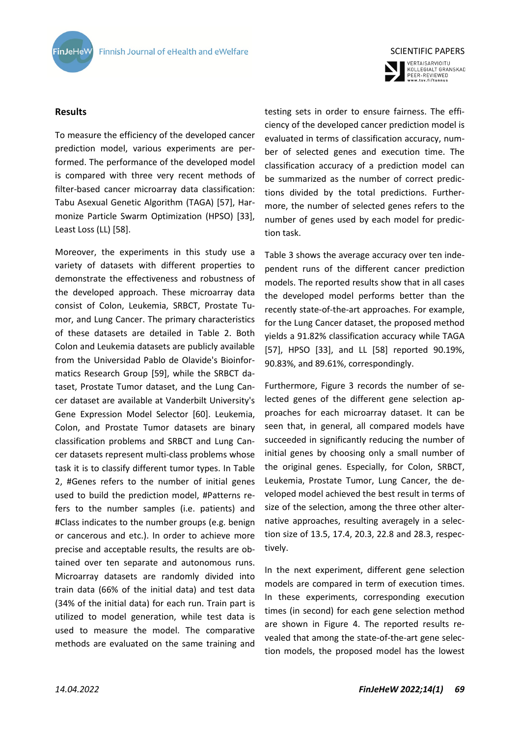## Results

To measure the efficiency of the developed cancer prediction model, various experiments are performed. The performance of the developed model is compared with three very recent methods of filter-based cancer microarray data classification: Tabu Asexual Genetic Algorithm (TAGA) [57], Harmonize Particle Swarm Optimization (HPSO) [33], Least Loss (LL) [58].

Moreover, the experiments in this study use a variety of datasets with different properties to demonstrate the effectiveness and robustness of the developed approach. These microarray data consist of Colon, Leukemia, SRBCT, Prostate Tumor, and Lung Cancer. The primary characteristics of these datasets are detailed in Table 2. Both Colon and Leukemia datasets are publicly available from the Universidad Pablo de Olavide's Bioinformatics Research Group [59], while the SRBCT dataset, Prostate Tumor dataset, and the Lung Cancer dataset are available at Vanderbilt University's Gene Expression Model Selector [60]. Leukemia, Colon, and Prostate Tumor datasets are binary classification problems and SRBCT and Lung Cancer datasets represent multi-class problems whose task it is to classify different tumor types. In Table 2, #Genes refers to the number of initial genes used to build the prediction model, #Patterns refers to the number samples (i.e. patients) and #Class indicates to the number groups (e.g. benign or cancerous and etc.). In order to achieve more precise and acceptable results, the results are obtained over ten separate and autonomous runs. Microarray datasets are randomly divided into train data (66% of the initial data) and test data (34% of the initial data) for each run. Train part is utilized to model generation, while test data is used to measure the model. The comparative methods are evaluated on the same training and testing sets in order to ensure fairness. The efficiency of the developed cancer prediction model is evaluated in terms of classification accuracy, number of selected genes and execution time. The classification accuracy of a prediction model can be summarized as the number of correct predictions divided by the total predictions. Furthermore, the number of selected genes refers to the number of genes used by each model for prediction task.

Table 3 shows the average accuracy over ten independent runs of the different cancer prediction models. The reported results show that in all cases the developed model performs better than the recently state-of-the-art approaches. For example, for the Lung Cancer dataset, the proposed method yields a 91.82% classification accuracy while TAGA [57], HPSO [33], and LL [58] reported 90.19%, 90.83%, and 89.61%, correspondingly.

Furthermore, Figure 3 records the number of selected genes of the different gene selection approaches for each microarray dataset. It can be seen that, in general, all compared models have succeeded in significantly reducing the number of initial genes by choosing only a small number of the original genes. Especially, for Colon, SRBCT, Leukemia, Prostate Tumor, Lung Cancer, the developed model achieved the best result in terms of size of the selection, among the three other alternative approaches, resulting averagely in a selection size of 13.5, 17.4, 20.3, 22.8 and 28.3, respectively.

In the next experiment, different gene selection models are compared in term of execution times. In these experiments, corresponding execution times (in second) for each gene selection method are shown in Figure 4. The reported results revealed that among the state-of-the-art gene selection models, the proposed model has the lowest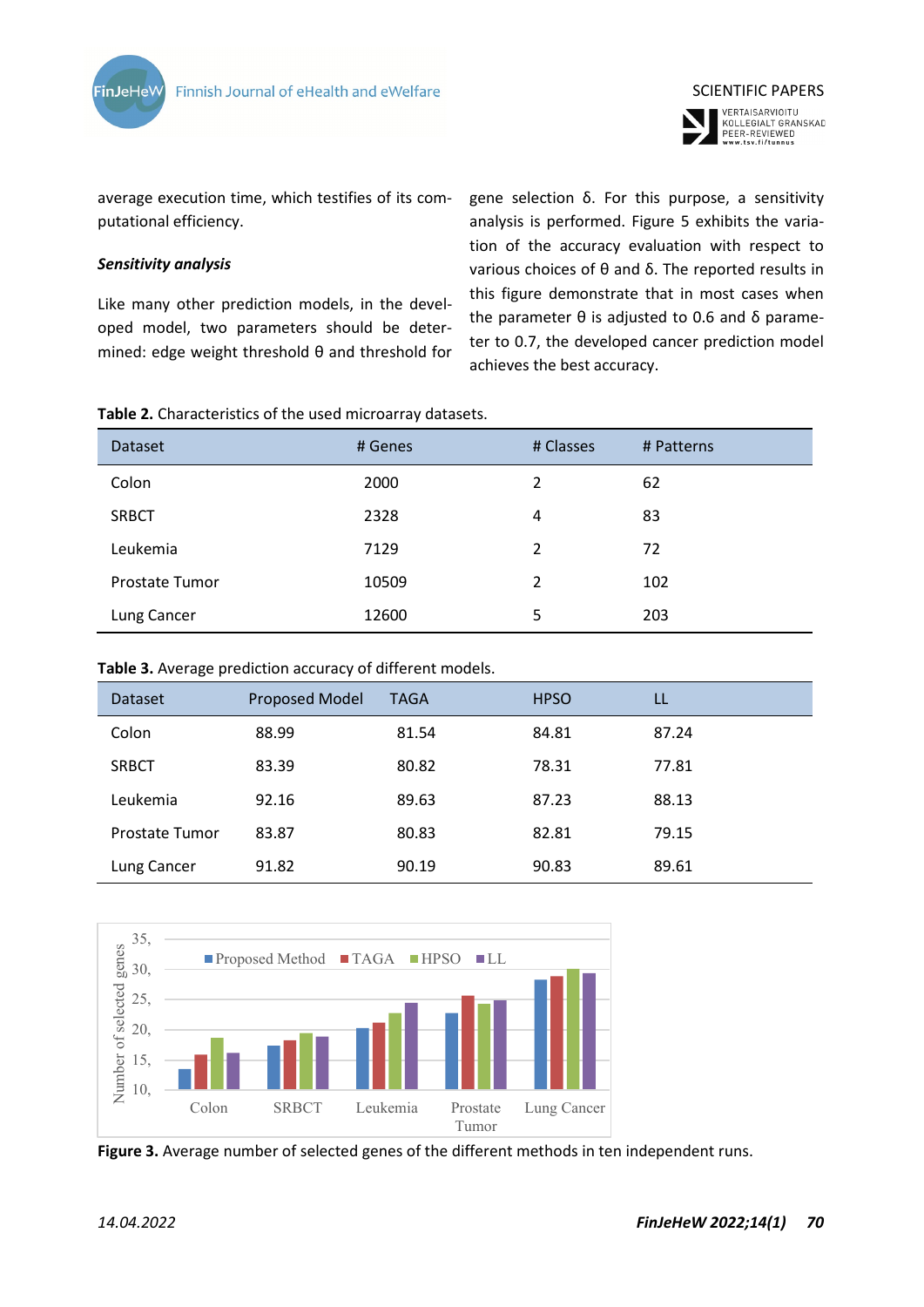average execution time, which testifies of its computational efficiency.

### *Sensitivity analysis*

Like many other prediction models, in the developed model, two parameters should be determined: edge weight threshold θ and threshold for gene selection δ. For this purpose, a sensitivity analysis is performed. Figure 5 exhibits the variation of the accuracy evaluation with respect to various choices of θ and δ. The reported results in this figure demonstrate that in most cases when the parameter θ is adjusted to 0.6 and δ parameter to 0.7, the developed cancer prediction model achieves the best accuracy.

**Table 2.** Characteristics of the used microarray datasets.

| Dataset | # Genes | # Classes | # Patterns |
|---|---|---|---|
| Colon | 2000 | 2 | 62 |
| SRBCT | 2328 | 4 | 83 |
| Leukemia | 7129 | 2 | 72 |
| Prostate Tumor | 10509 | 2 | 102 |
| Lung Cancer | 12600 | 5 | 203 |

**Table 3.** Average prediction accuracy of different models.

| Dataset | Proposed Model | TAGA | HPSO | LL |
|---|---|---|---|---|
| Colon | 88.99 | 81.54 | 84.81 | 87.24 |
| SRBCT | 83.39 | 80.82 | 78.31 | 77.81 |
| Leukemia | 92.16 | 89.63 | 87.23 | 88.13 |
| Prostate Tumor | 83.87 | 80.83 | 82.81 | 79.15 |
| Lung Cancer | 91.82 | 90.19 | 90.83 | 89.61 |

**Figure 3.** Average number of selected genes of the different methods in ten independent runs.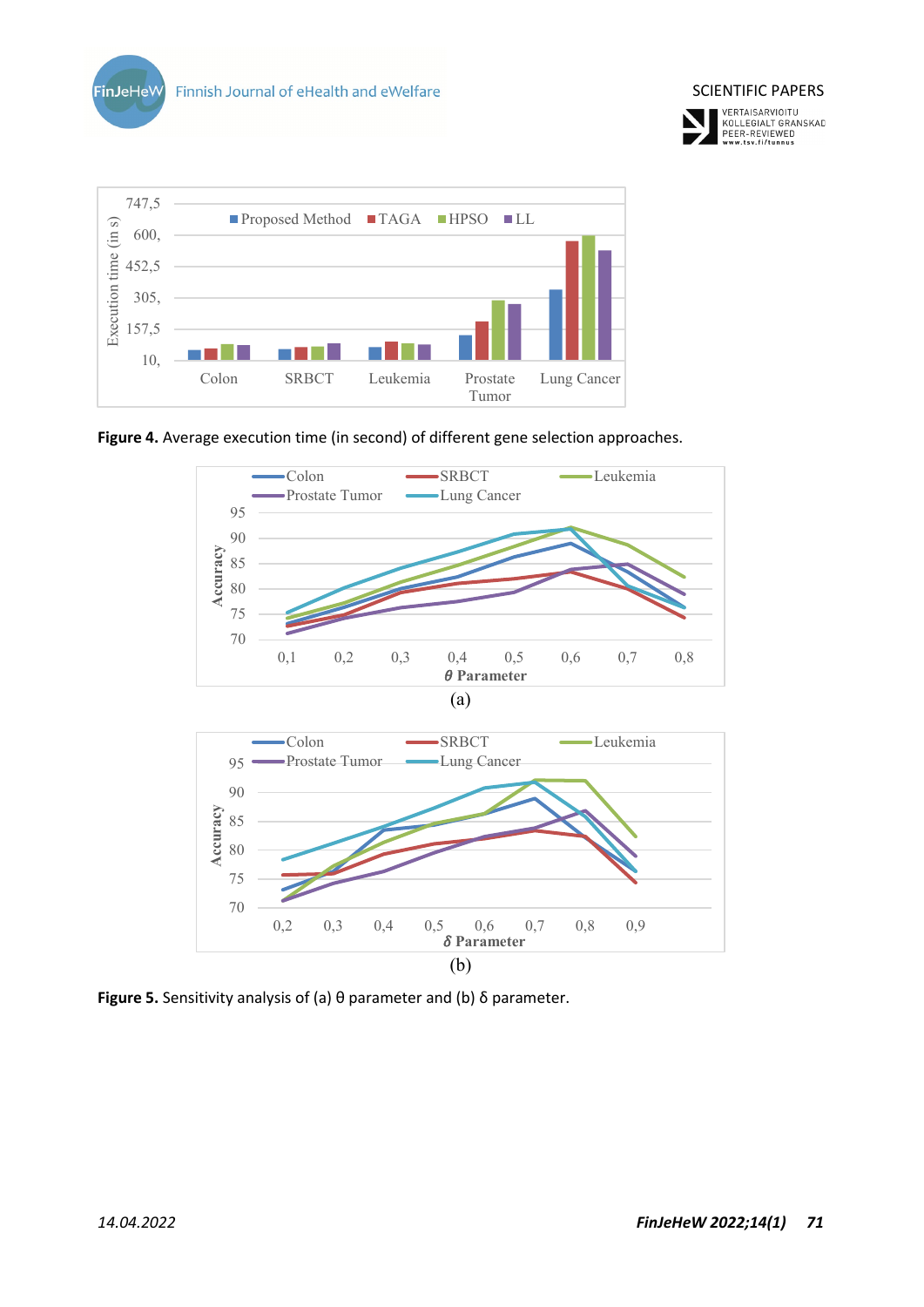**Figure 4.** Average execution time (in second) of different gene selection approaches.

(a)

(b)

**Figure 5.** Sensitivity analysis of (a) θ parameter and (b) δ parameter.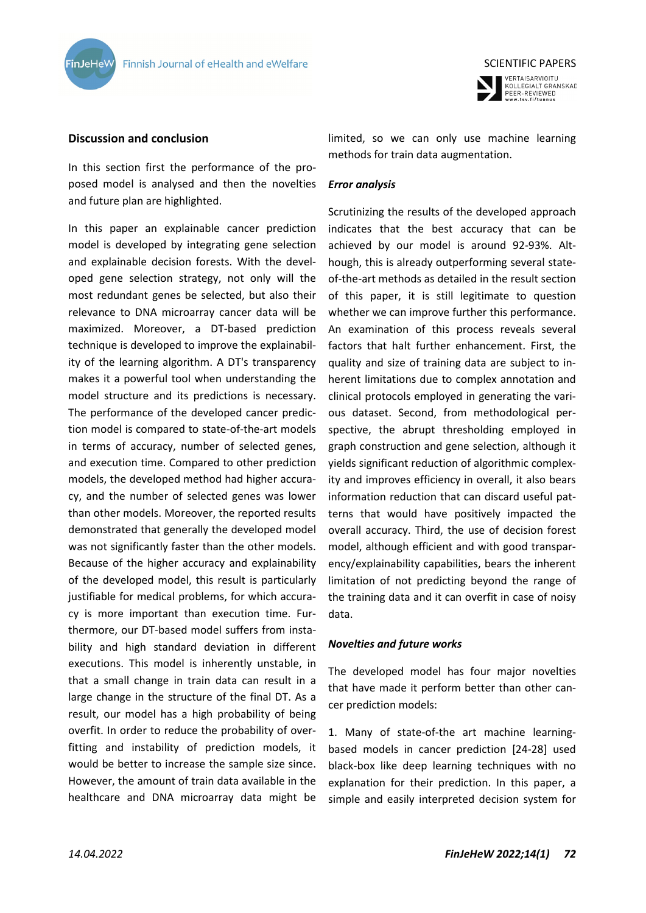## Discussion and conclusion

In this section first the performance of the proposed model is analysed and then the novelties and future plan are highlighted.

In this paper an explainable cancer prediction model is developed by integrating gene selection and explainable decision forests. With the developed gene selection strategy, not only will the most redundant genes be selected, but also their relevance to DNA microarray cancer data will be maximized. Moreover, a DT-based prediction technique is developed to improve the explainability of the learning algorithm. A DT's transparency makes it a powerful tool when understanding the model structure and its predictions is necessary. The performance of the developed cancer prediction model is compared to state-of-the-art models in terms of accuracy, number of selected genes, and execution time. Compared to other prediction models, the developed method had higher accuracy, and the number of selected genes was lower than other models. Moreover, the reported results demonstrated that generally the developed model was not significantly faster than the other models. Because of the higher accuracy and explainability of the developed model, this result is particularly justifiable for medical problems, for which accuracy is more important than execution time. Furthermore, our DT-based model suffers from instability and high standard deviation in different executions. This model is inherently unstable, in that a small change in train data can result in a large change in the structure of the final DT. As a result, our model has a high probability of being overfit. In order to reduce the probability of overfitting and instability of prediction models, it would be better to increase the sample size since. However, the amount of train data available in the healthcare and DNA microarray data might be limited, so we can only use machine learning methods for train data augmentation.

### *Error analysis*

Scrutinizing the results of the developed approach indicates that the best accuracy that can be achieved by our model is around 92-93%. Although, this is already outperforming several state-of-the-art methods as detailed in the result section of this paper, it is still legitimate to question whether we can improve further this performance. An examination of this process reveals several factors that halt further enhancement. First, the quality and size of training data are subject to inherent limitations due to complex annotation and clinical protocols employed in generating the various dataset. Second, from methodological perspective, the abrupt thresholding employed in graph construction and gene selection, although it yields significant reduction of algorithmic complexity and improves efficiency in overall, it also bears information reduction that can discard useful patterns that would have positively impacted the overall accuracy. Third, the use of decision forest model, although efficient and with good transparency/explainability capabilities, bears the inherent limitation of not predicting beyond the range of the training data and it can overfit in case of noisy data.

### *Novelties and future works*

The developed model has four major novelties that have made it perform better than other cancer prediction models:

1. Many of state-of-the art machine learning-based models in cancer prediction [24-28] used black-box like deep learning techniques with no explanation for their prediction. In this paper, a simple and easily interpreted decision system for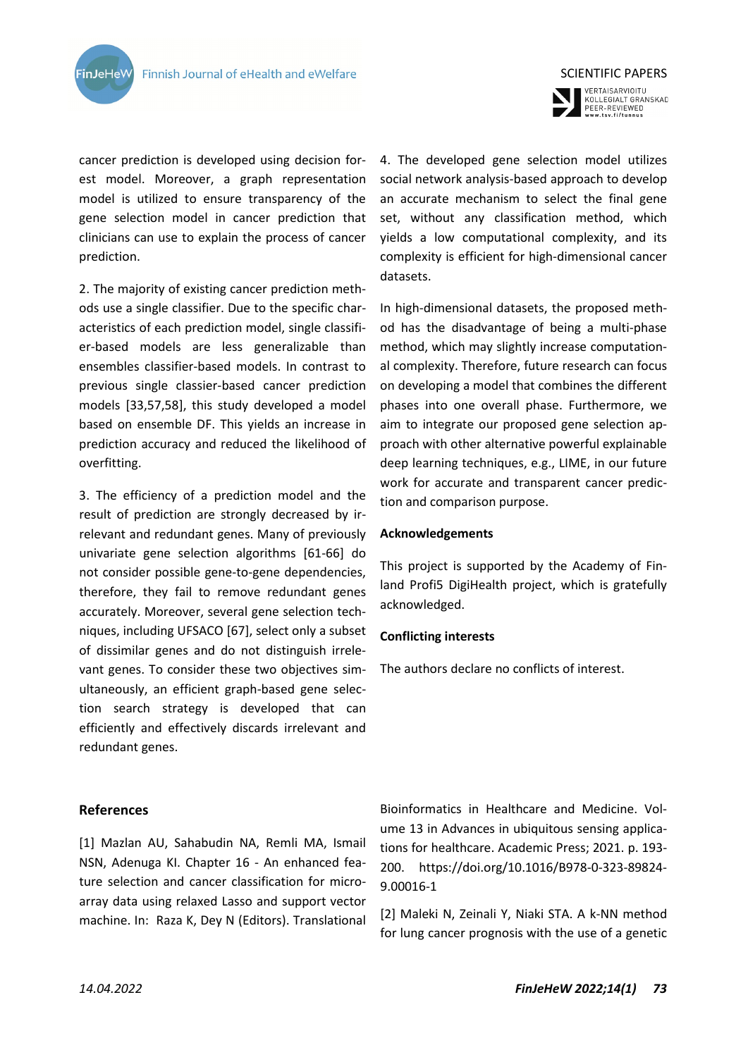cancer prediction is developed using decision forest model. Moreover, a graph representation model is utilized to ensure transparency of the gene selection model in cancer prediction that clinicians can use to explain the process of cancer prediction.

2. The majority of existing cancer prediction methods use a single classifier. Due to the specific characteristics of each prediction model, single classifier-based models are less generalizable than ensembles classifier-based models. In contrast to previous single classier-based cancer prediction models [33,57,58], this study developed a model based on ensemble DF. This yields an increase in prediction accuracy and reduced the likelihood of overfitting.

3. The efficiency of a prediction model and the result of prediction are strongly decreased by irrelevant and redundant genes. Many of previously univariate gene selection algorithms [61-66] do not consider possible gene-to-gene dependencies, therefore, they fail to remove redundant genes accurately. Moreover, several gene selection techniques, including UFSACO [67], select only a subset of dissimilar genes and do not distinguish irrelevant genes. To consider these two objectives simultaneously, an efficient graph-based gene selection search strategy is developed that can efficiently and effectively discards irrelevant and redundant genes.

4. The developed gene selection model utilizes social network analysis-based approach to develop an accurate mechanism to select the final gene set, without any classification method, which yields a low computational complexity, and its complexity is efficient for high-dimensional cancer datasets.

In high-dimensional datasets, the proposed method has the disadvantage of being a multi-phase method, which may slightly increase computational complexity. Therefore, future research can focus on developing a model that combines the different phases into one overall phase. Furthermore, we aim to integrate our proposed gene selection approach with other alternative powerful explainable deep learning techniques, e.g., LIME, in our future work for accurate and transparent cancer prediction and comparison purpose.

### Acknowledgements

This project is supported by the Academy of Finland Profi5 DigiHealth project, which is gratefully acknowledged.

### Conflicting interests

The authors declare no conflicts of interest.

### References

[1] Mazlan AU, Sahabudin NA, Remli MA, Ismail NSN, Adenuga KI. Chapter 16 - An enhanced feature selection and cancer classification for microarray data using relaxed Lasso and support vector machine. In: Raza K, Dey N (Editors). Translational Bioinformatics in Healthcare and Medicine. Volume 13 in Advances in ubiquitous sensing applications for healthcare. Academic Press; 2021. p. 193-200. https://doi.org/10.1016/B978-0-323-89824-9.00016-1

[2] Maleki N, Zeinali Y, Niaki STA. A k-NN method for lung cancer prognosis with the use of a genetic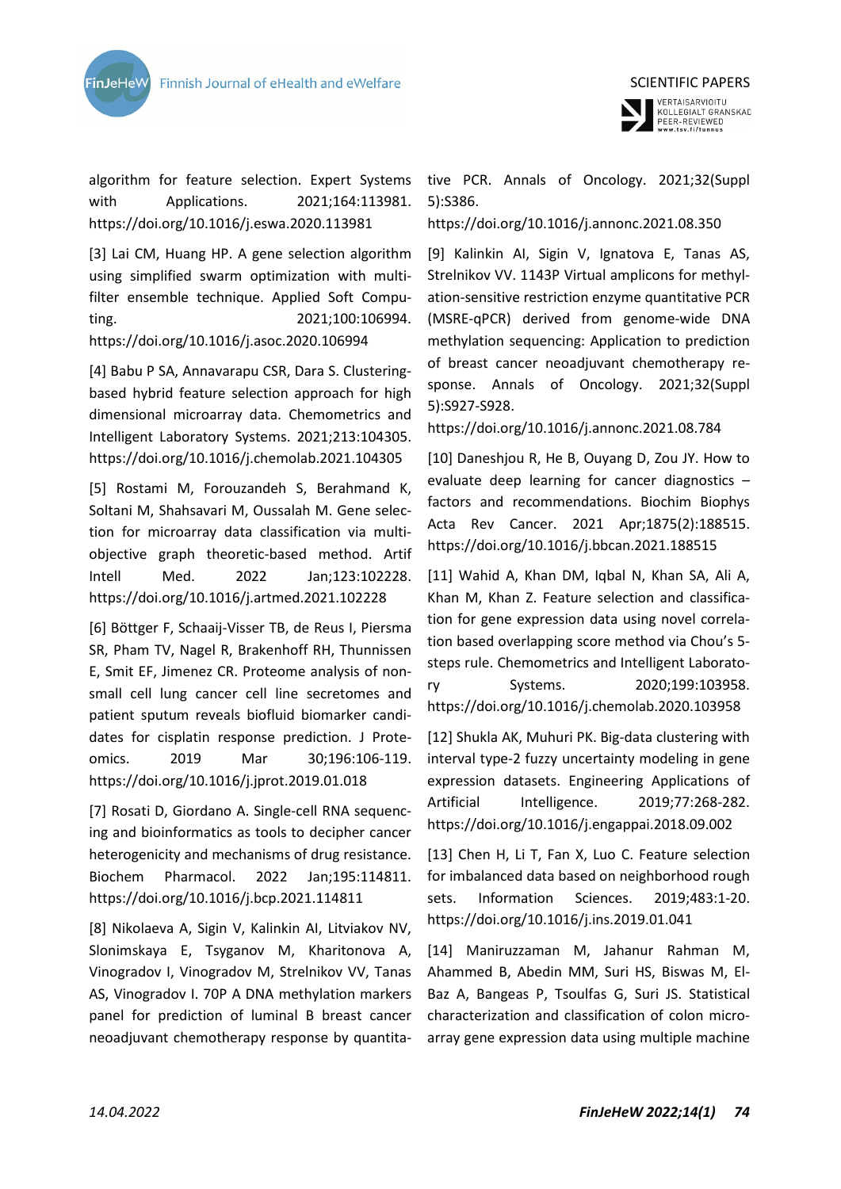algorithm for feature selection. Expert Systems with Applications. 2021;164:113981. https://doi.org/10.1016/j.eswa.2020.113981

[3] Lai CM, Huang HP. A gene selection algorithm using simplified swarm optimization with multi-filter ensemble technique. Applied Soft Computing. 2021;100:106994. https://doi.org/10.1016/j.asoc.2020.106994

[4] Babu P SA, Annavarapu CSR, Dara S. Clustering-based hybrid feature selection approach for high dimensional microarray data. Chemometrics and Intelligent Laboratory Systems. 2021;213:104305. https://doi.org/10.1016/j.chemolab.2021.104305

[5] Rostami M, Forouzandeh S, Berahmand K, Soltani M, Shahsavari M, Oussalah M. Gene selection for microarray data classification via multi-objective graph theoretic-based method. Artif Intell Med. 2022 Jan;123:102228. https://doi.org/10.1016/j.artmed.2021.102228

[6] Böttger F, Schaaij-Visser TB, de Reus I, Piersma SR, Pham TV, Nagel R, Brakenhoff RH, Thunnissen E, Smit EF, Jimenez CR. Proteome analysis of non-small cell lung cancer cell line secretomes and patient sputum reveals biofluid biomarker candidates for cisplatin response prediction. J Proteomics. 2019 Mar 30;196:106-119. https://doi.org/10.1016/j.jprot.2019.01.018

[7] Rosati D, Giordano A. Single-cell RNA sequencing and bioinformatics as tools to decipher cancer heterogenicity and mechanisms of drug resistance. Biochem Pharmacol. 2022 Jan;195:114811. https://doi.org/10.1016/j.bcp.2021.114811

[8] Nikolaeva A, Sigin V, Kalinkin AI, Litviakov NV, Slonimskaya E, Tsyganov M, Kharitonova A, Vinogradov I, Vinogradov M, Strelnikov VV, Tanas AS, Vinogradov I. 70P A DNA methylation markers panel for prediction of luminal B breast cancer neoadjuvant chemotherapy response by quantitative PCR. Annals of Oncology. 2021;32(Suppl 5):S386. https://doi.org/10.1016/j.annonc.2021.08.350

[9] Kalinkin AI, Sigin V, Ignatova E, Tanas AS, Strelnikov VV. 1143P Virtual amplicons for methylation-sensitive restriction enzyme quantitative PCR (MSRE-qPCR) derived from genome-wide DNA methylation sequencing: Application to prediction of breast cancer neoadjuvant chemotherapy response. Annals of Oncology. 2021;32(Suppl 5):S927-S928. https://doi.org/10.1016/j.annonc.2021.08.784

[10] Daneshjou R, He B, Ouyang D, Zou JY. How to evaluate deep learning for cancer diagnostics – factors and recommendations. Biochim Biophys Acta Rev Cancer. 2021 Apr;1875(2):188515. https://doi.org/10.1016/j.bbcan.2021.188515

[11] Wahid A, Khan DM, Iqbal N, Khan SA, Ali A, Khan M, Khan Z. Feature selection and classification for gene expression data using novel correlation based overlapping score method via Chou's 5-steps rule. Chemometrics and Intelligent Laboratory Systems. 2020;199:103958. https://doi.org/10.1016/j.chemolab.2020.103958

[12] Shukla AK, Muhuri PK. Big-data clustering with interval type-2 fuzzy uncertainty modeling in gene expression datasets. Engineering Applications of Artificial Intelligence. 2019;77:268-282. https://doi.org/10.1016/j.engappai.2018.09.002

[13] Chen H, Li T, Fan X, Luo C. Feature selection for imbalanced data based on neighborhood rough sets. Information Sciences. 2019;483:1-20. https://doi.org/10.1016/j.ins.2019.01.041

[14] Maniruzzaman M, Jahanur Rahman M, Ahammed B, Abedin MM, Suri HS, Biswas M, El-Baz A, Bangeas P, Tsoulfas G, Suri JS. Statistical characterization and classification of colon microarray gene expression data using multiple machine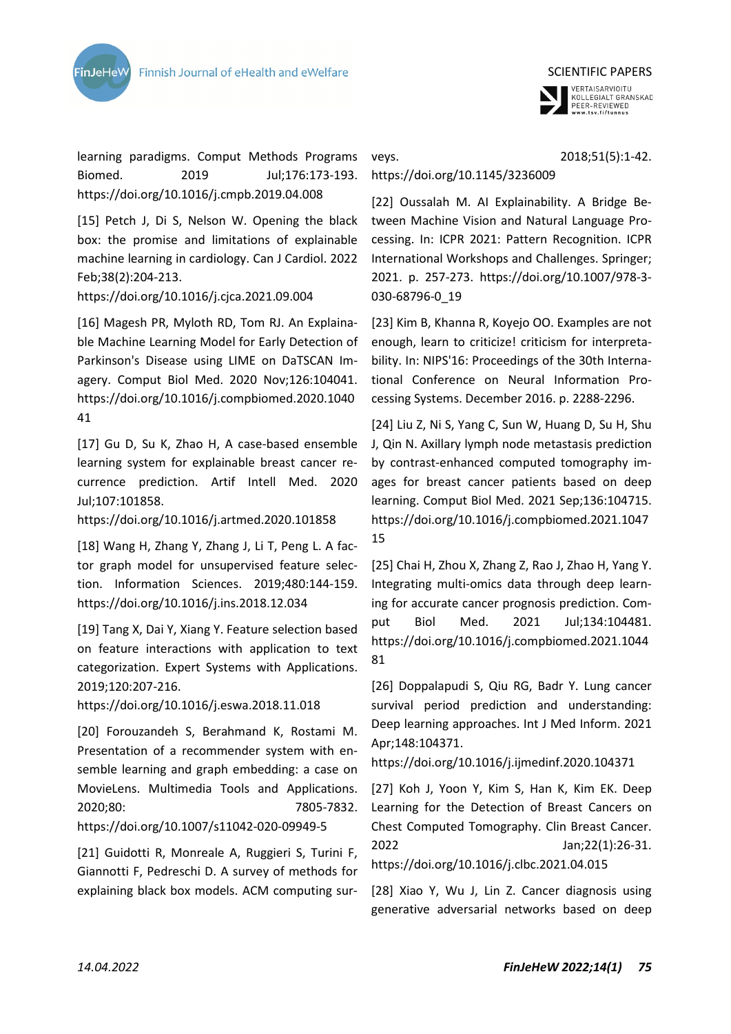learning paradigms. Comput Methods Programs Biomed. 2019 Jul;176:173-193. https://doi.org/10.1016/j.cmpb.2019.04.008

[15] Petch J, Di S, Nelson W. Opening the black box: the promise and limitations of explainable machine learning in cardiology. Can J Cardiol. 2022 Feb;38(2):204-213. https://doi.org/10.1016/j.cjca.2021.09.004

[16] Magesh PR, Myloth RD, Tom RJ. An Explainable Machine Learning Model for Early Detection of Parkinson's Disease using LIME on DaTSCAN Imagery. Comput Biol Med. 2020 Nov;126:104041. https://doi.org/10.1016/j.compbiomed.2020.104041

[17] Gu D, Su K, Zhao H, A case-based ensemble learning system for explainable breast cancer recurrence prediction. Artif Intell Med. 2020 Jul;107:101858. https://doi.org/10.1016/j.artmed.2020.101858

[18] Wang H, Zhang Y, Zhang J, Li T, Peng L. A factor graph model for unsupervised feature selection. Information Sciences. 2019;480:144-159. https://doi.org/10.1016/j.ins.2018.12.034

[19] Tang X, Dai Y, Xiang Y. Feature selection based on feature interactions with application to text categorization. Expert Systems with Applications. 2019;120:207-216. https://doi.org/10.1016/j.eswa.2018.11.018

[20] Forouzandeh S, Berahmand K, Rostami M. Presentation of a recommender system with ensemble learning and graph embedding: a case on MovieLens. Multimedia Tools and Applications. 2020;80: 7805-7832. https://doi.org/10.1007/s11042-020-09949-5

[21] Guidotti R, Monreale A, Ruggieri S, Turini F, Giannotti F, Pedreschi D. A survey of methods for explaining black box models. ACM computing surveys. 2018;51(5):1-42. https://doi.org/10.1145/3236009

[22] Oussalah M. AI Explainability. A Bridge Between Machine Vision and Natural Language Processing. In: ICPR 2021: Pattern Recognition. ICPR International Workshops and Challenges. Springer; 2021. p. 257-273. https://doi.org/10.1007/978-3-030-68796-0_19

[23] Kim B, Khanna R, Koyejo OO. Examples are not enough, learn to criticize! criticism for interpretability. In: NIPS'16: Proceedings of the 30th International Conference on Neural Information Processing Systems. December 2016. p. 2288-2296.

[24] Liu Z, Ni S, Yang C, Sun W, Huang D, Su H, Shu J, Qin N. Axillary lymph node metastasis prediction by contrast-enhanced computed tomography images for breast cancer patients based on deep learning. Comput Biol Med. 2021 Sep;136:104715. https://doi.org/10.1016/j.compbiomed.2021.104715

[25] Chai H, Zhou X, Zhang Z, Rao J, Zhao H, Yang Y. Integrating multi-omics data through deep learning for accurate cancer prognosis prediction. Comput Biol Med. 2021 Jul;134:104481. https://doi.org/10.1016/j.compbiomed.2021.104481

[26] Doppalapudi S, Qiu RG, Badr Y. Lung cancer survival period prediction and understanding: Deep learning approaches. Int J Med Inform. 2021 Apr;148:104371. https://doi.org/10.1016/j.ijmedinf.2020.104371

[27] Koh J, Yoon Y, Kim S, Han K, Kim EK. Deep Learning for the Detection of Breast Cancers on Chest Computed Tomography. Clin Breast Cancer. 2022 Jan;22(1):26-31. https://doi.org/10.1016/j.clbc.2021.04.015

[28] Xiao Y, Wu J, Lin Z. Cancer diagnosis using generative adversarial networks based on deep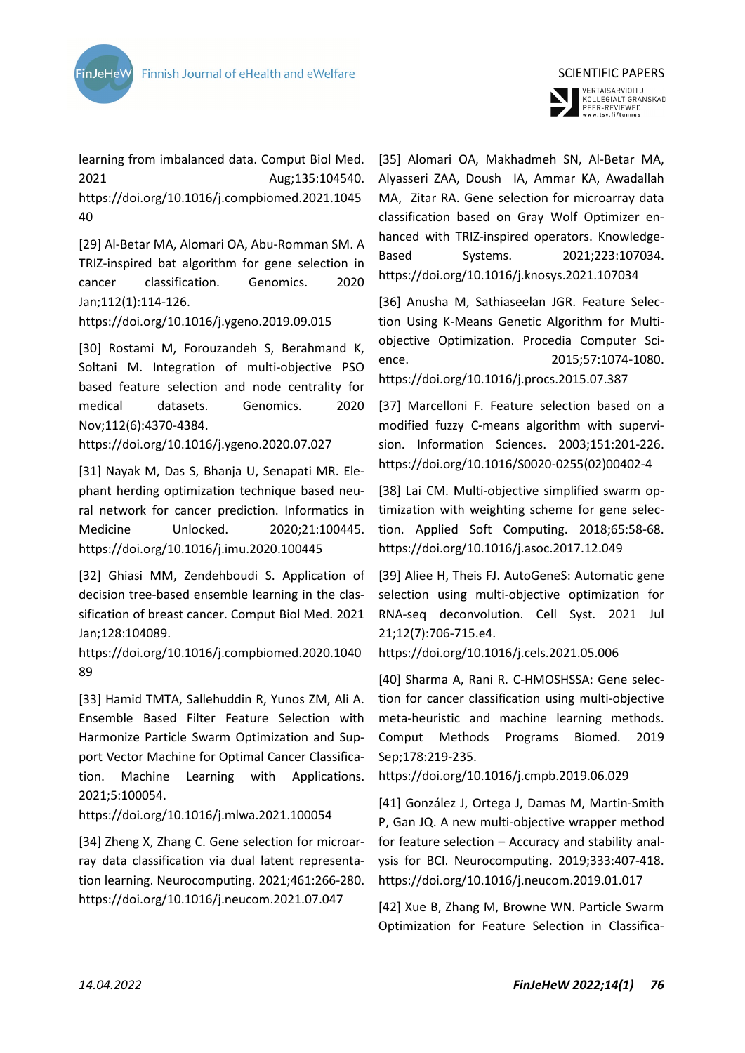learning from imbalanced data. Comput Biol Med. 2021 Aug;135:104540. https://doi.org/10.1016/j.compbiomed.2021.104540

[29] Al-Betar MA, Alomari OA, Abu-Romman SM. A TRIZ-inspired bat algorithm for gene selection in cancer classification. Genomics. 2020 Jan;112(1):114-126. https://doi.org/10.1016/j.ygeno.2019.09.015

[30] Rostami M, Forouzandeh S, Berahmand K, Soltani M. Integration of multi-objective PSO based feature selection and node centrality for medical datasets. Genomics. 2020 Nov;112(6):4370-4384. https://doi.org/10.1016/j.ygeno.2020.07.027

[31] Nayak M, Das S, Bhanja U, Senapati MR. Elephant herding optimization technique based neural network for cancer prediction. Informatics in Medicine Unlocked. 2020;21:100445. https://doi.org/10.1016/j.imu.2020.100445

[32] Ghiasi MM, Zendehboudi S. Application of decision tree-based ensemble learning in the classification of breast cancer. Comput Biol Med. 2021 Jan;128:104089. https://doi.org/10.1016/j.compbiomed.2020.104089

[33] Hamid TMTA, Sallehuddin R, Yunos ZM, Ali A. Ensemble Based Filter Feature Selection with Harmonize Particle Swarm Optimization and Support Vector Machine for Optimal Cancer Classification. Machine Learning with Applications. 2021;5:100054. https://doi.org/10.1016/j.mlwa.2021.100054

[34] Zheng X, Zhang C. Gene selection for microarray data classification via dual latent representation learning. Neurocomputing. 2021;461:266-280. https://doi.org/10.1016/j.neucom.2021.07.047

[35] Alomari OA, Makhadmeh SN, Al-Betar MA, Alyasseri ZAA, Doush IA, Ammar KA, Awadallah MA, Zitar RA. Gene selection for microarray data classification based on Gray Wolf Optimizer enhanced with TRIZ-inspired operators. Knowledge-Based Systems. 2021;223:107034. https://doi.org/10.1016/j.knosys.2021.107034

[36] Anusha M, Sathiaseelan JGR. Feature Selection Using K-Means Genetic Algorithm for Multi-objective Optimization. Procedia Computer Science. 2015;57:1074-1080. https://doi.org/10.1016/j.procs.2015.07.387

[37] Marcelloni F. Feature selection based on a modified fuzzy C-means algorithm with supervision. Information Sciences. 2003;151:201-226. https://doi.org/10.1016/S0020-0255(02)00402-4

[38] Lai CM. Multi-objective simplified swarm optimization with weighting scheme for gene selection. Applied Soft Computing. 2018;65:58-68. https://doi.org/10.1016/j.asoc.2017.12.049

[39] Aliee H, Theis FJ. AutoGeneS: Automatic gene selection using multi-objective optimization for RNA-seq deconvolution. Cell Syst. 2021 Jul 21;12(7):706-715.e4. https://doi.org/10.1016/j.cels.2021.05.006

[40] Sharma A, Rani R. C-HMOSHSSA: Gene selection for cancer classification using multi-objective meta-heuristic and machine learning methods. Comput Methods Programs Biomed. 2019 Sep;178:219-235. https://doi.org/10.1016/j.cmpb.2019.06.029

[41] González J, Ortega J, Damas M, Martin-Smith P, Gan JQ. A new multi-objective wrapper method for feature selection – Accuracy and stability analysis for BCI. Neurocomputing. 2019;333:407-418. https://doi.org/10.1016/j.neucom.2019.01.017

[42] Xue B, Zhang M, Browne WN. Particle Swarm Optimization for Feature Selection in Classifica-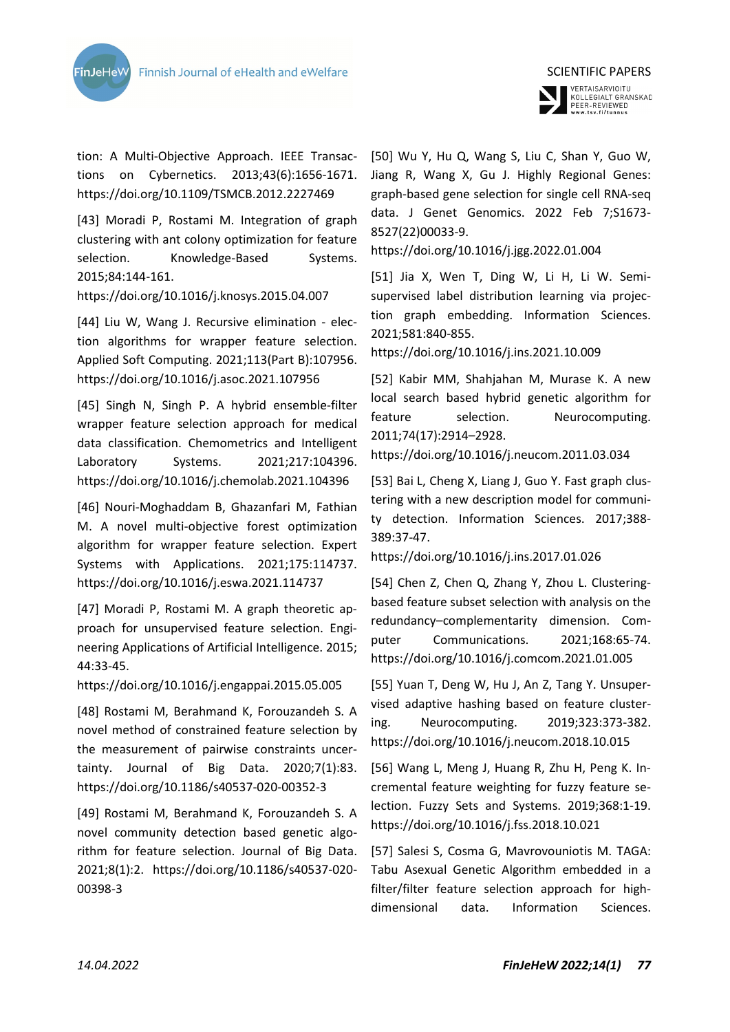tion: A Multi-Objective Approach. IEEE Transactions on Cybernetics. 2013;43(6):1656-1671. https://doi.org/10.1109/TSMCB.2012.2227469

[43] Moradi P, Rostami M. Integration of graph clustering with ant colony optimization for feature selection. Knowledge-Based Systems. 2015;84:144-161. https://doi.org/10.1016/j.knosys.2015.04.007

[44] Liu W, Wang J. Recursive elimination - election algorithms for wrapper feature selection. Applied Soft Computing. 2021;113(Part B):107956. https://doi.org/10.1016/j.asoc.2021.107956

[45] Singh N, Singh P. A hybrid ensemble-filter wrapper feature selection approach for medical data classification. Chemometrics and Intelligent Laboratory Systems. 2021;217:104396. https://doi.org/10.1016/j.chemolab.2021.104396

[46] Nouri-Moghaddam B, Ghazanfari M, Fathian M. A novel multi-objective forest optimization algorithm for wrapper feature selection. Expert Systems with Applications. 2021;175:114737. https://doi.org/10.1016/j.eswa.2021.114737

[47] Moradi P, Rostami M. A graph theoretic approach for unsupervised feature selection. Engineering Applications of Artificial Intelligence. 2015; 44:33-45. https://doi.org/10.1016/j.engappai.2015.05.005

[48] Rostami M, Berahmand K, Forouzandeh S. A novel method of constrained feature selection by the measurement of pairwise constraints uncertainty. Journal of Big Data. 2020;7(1):83. https://doi.org/10.1186/s40537-020-00352-3

[49] Rostami M, Berahmand K, Forouzandeh S. A novel community detection based genetic algorithm for feature selection. Journal of Big Data. 2021;8(1):2. https://doi.org/10.1186/s40537-020-00398-3

[50] Wu Y, Hu Q, Wang S, Liu C, Shan Y, Guo W, Jiang R, Wang X, Gu J. Highly Regional Genes: graph-based gene selection for single cell RNA-seq data. J Genet Genomics. 2022 Feb 7;S1673-8527(22)00033-9. https://doi.org/10.1016/j.jgg.2022.01.004

[51] Jia X, Wen T, Ding W, Li H, Li W. Semi-supervised label distribution learning via projection graph embedding. Information Sciences. 2021;581:840-855. https://doi.org/10.1016/j.ins.2021.10.009

[52] Kabir MM, Shahjahan M, Murase K. A new local search based hybrid genetic algorithm for feature selection. Neurocomputing. 2011;74(17):2914–2928. https://doi.org/10.1016/j.neucom.2011.03.034

[53] Bai L, Cheng X, Liang J, Guo Y. Fast graph clustering with a new description model for community detection. Information Sciences. 2017;388-389:37-47. https://doi.org/10.1016/j.ins.2017.01.026

[54] Chen Z, Chen Q, Zhang Y, Zhou L. Clustering-based feature subset selection with analysis on the redundancy–complementarity dimension. Computer Communications. 2021;168:65-74. https://doi.org/10.1016/j.comcom.2021.01.005

[55] Yuan T, Deng W, Hu J, An Z, Tang Y. Unsupervised adaptive hashing based on feature clustering. Neurocomputing. 2019;323:373-382. https://doi.org/10.1016/j.neucom.2018.10.015

[56] Wang L, Meng J, Huang R, Zhu H, Peng K. Incremental feature weighting for fuzzy feature selection. Fuzzy Sets and Systems. 2019;368:1-19. https://doi.org/10.1016/j.fss.2018.10.021

[57] Salesi S, Cosma G, Mavrovouniotis M. TAGA: Tabu Asexual Genetic Algorithm embedded in a filter/filter feature selection approach for high-dimensional data. Information Sciences.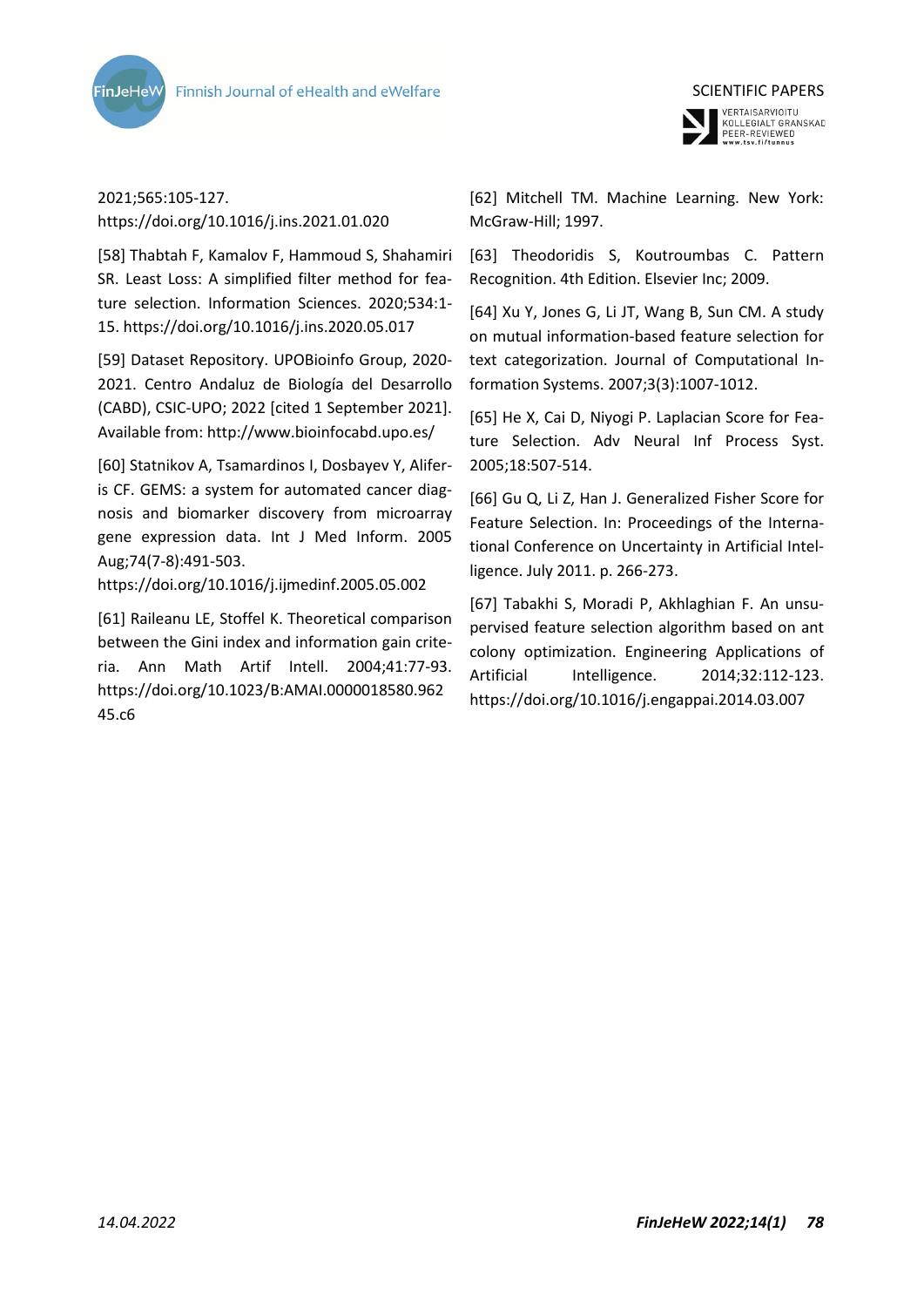2021;565:105-127. https://doi.org/10.1016/j.ins.2021.01.020

[58] Thabtah F, Kamalov F, Hammoud S, Shahamiri SR. Least Loss: A simplified filter method for feature selection. Information Sciences. 2020;534:1-15. https://doi.org/10.1016/j.ins.2020.05.017

[59] Dataset Repository. UPOBioinfo Group, 2020-2021. Centro Andaluz de Biología del Desarrollo (CABD), CSIC-UPO; 2022 [cited 1 September 2021]. Available from: http://www.bioinfocabd.upo.es/

[60] Statnikov A, Tsamardinos I, Dosbayev Y, Aliferis CF. GEMS: a system for automated cancer diagnosis and biomarker discovery from microarray gene expression data. Int J Med Inform. 2005 Aug;74(7-8):491-503. https://doi.org/10.1016/j.ijmedinf.2005.05.002

[61] Raileanu LE, Stoffel K. Theoretical comparison between the Gini index and information gain criteria. Ann Math Artif Intell. 2004;41:77-93. https://doi.org/10.1023/B:AMAI.0000018580.96245.c6

[62] Mitchell TM. Machine Learning. New York: McGraw-Hill; 1997.

[63] Theodoridis S, Koutroumbas C. Pattern Recognition. 4th Edition. Elsevier Inc; 2009.

[64] Xu Y, Jones G, Li JT, Wang B, Sun CM. A study on mutual information-based feature selection for text categorization. Journal of Computational Information Systems. 2007;3(3):1007-1012.

[65] He X, Cai D, Niyogi P. Laplacian Score for Feature Selection. Adv Neural Inf Process Syst. 2005;18:507-514.

[66] Gu Q, Li Z, Han J. Generalized Fisher Score for Feature Selection. In: Proceedings of the International Conference on Uncertainty in Artificial Intelligence. July 2011. p. 266-273.

[67] Tabakhi S, Moradi P, Akhlaghian F. An unsupervised feature selection algorithm based on ant colony optimization. Engineering Applications of Artificial Intelligence. 2014;32:112-123. https://doi.org/10.1016/j.engappai.2014.03.007